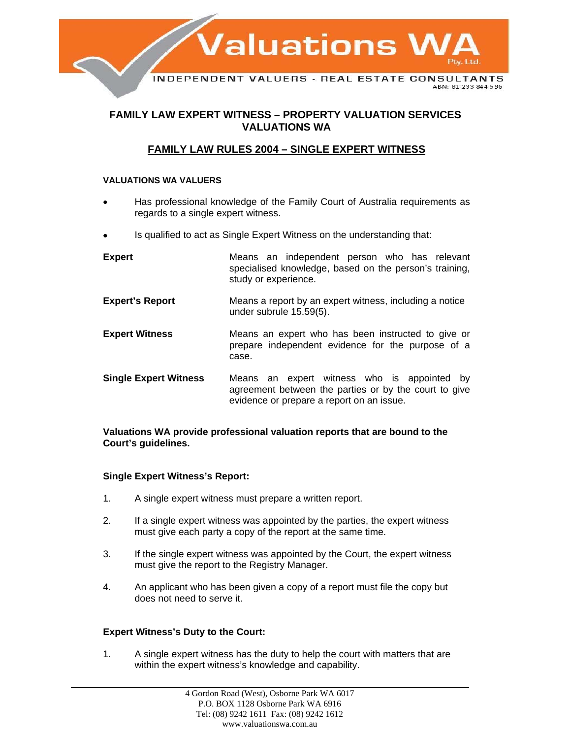Valuations WA Pty. Ltd.

INDEPENDENT VALUERS - REAL ESTATE CONSULTANTS
ABN: 81 233 844 596

## FAMILY LAW EXPERT WITNESS – PROPERTY VALUATION SERVICES VALUATIONS WA

## FAMILY LAW RULES 2004 – SINGLE EXPERT WITNESS

**VALUATIONS WA VALUERS**

- Has professional knowledge of the Family Court of Australia requirements as regards to a single expert witness.
- Is qualified to act as Single Expert Witness on the understanding that:

| | |
|---|---|
| **Expert** | Means an independent person who has relevant specialised knowledge, based on the person's training, study or experience. |
| **Expert's Report** | Means a report by an expert witness, including a notice under subrule 15.59(5). |
| **Expert Witness** | Means an expert who has been instructed to give or prepare independent evidence for the purpose of a case. |
| **Single Expert Witness** | Means an expert witness who is appointed by agreement between the parties or by the court to give evidence or prepare a report on an issue. |

**Valuations WA provide professional valuation reports that are bound to the Court's guidelines.**

**Single Expert Witness's Report:**

1. A single expert witness must prepare a written report.
2. If a single expert witness was appointed by the parties, the expert witness must give each party a copy of the report at the same time.
3. If the single expert witness was appointed by the Court, the expert witness must give the report to the Registry Manager.
4. An applicant who has been given a copy of a report must file the copy but does not need to serve it.

**Expert Witness's Duty to the Court:**

1. A single expert witness has the duty to help the court with matters that are within the expert witness's knowledge and capability.

4 Gordon Road (West), Osborne Park WA 6017
P.O. BOX 1128 Osborne Park WA 6916
Tel: (08) 9242 1611 Fax: (08) 9242 1612
www.valuationswa.com.au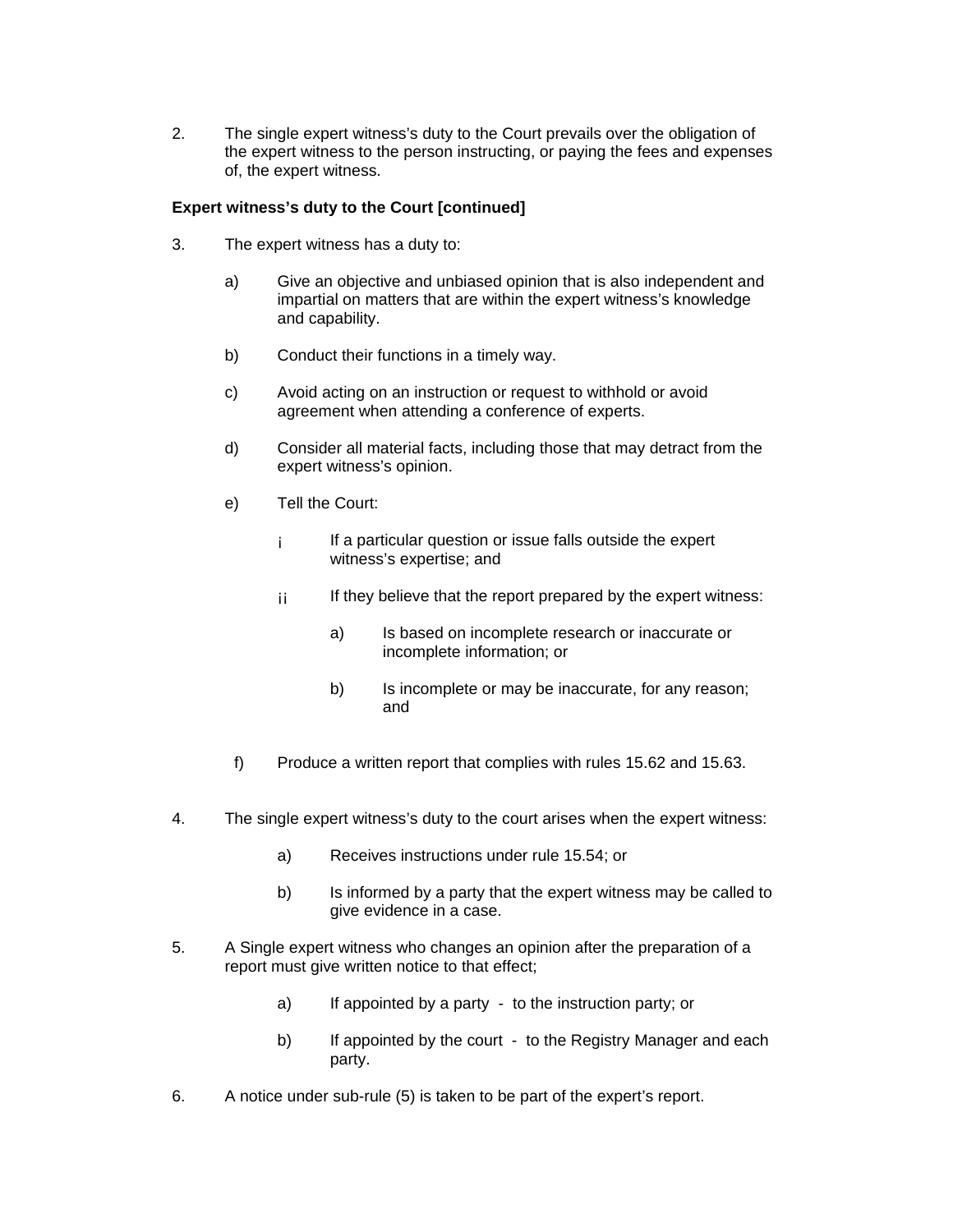2. The single expert witness's duty to the Court prevails over the obligation of the expert witness to the person instructing, or paying the fees and expenses of, the expert witness.

**Expert witness's duty to the Court [continued]**

3. The expert witness has a duty to:

   a) Give an objective and unbiased opinion that is also independent and impartial on matters that are within the expert witness's knowledge and capability.

   b) Conduct their functions in a timely way.

   c) Avoid acting on an instruction or request to withhold or avoid agreement when attending a conference of experts.

   d) Consider all material facts, including those that may detract from the expert witness's opinion.

   e) Tell the Court:

      i If a particular question or issue falls outside the expert witness's expertise; and

      ii If they believe that the report prepared by the expert witness:

         a) Is based on incomplete research or inaccurate or incomplete information; or

         b) Is incomplete or may be inaccurate, for any reason; and

   f) Produce a written report that complies with rules 15.62 and 15.63.

4. The single expert witness's duty to the court arises when the expert witness:

   a) Receives instructions under rule 15.54; or

   b) Is informed by a party that the expert witness may be called to give evidence in a case.

5. A Single expert witness who changes an opinion after the preparation of a report must give written notice to that effect;

   a) If appointed by a party - to the instruction party; or

   b) If appointed by the court - to the Registry Manager and each party.

6. A notice under sub-rule (5) is taken to be part of the expert's report.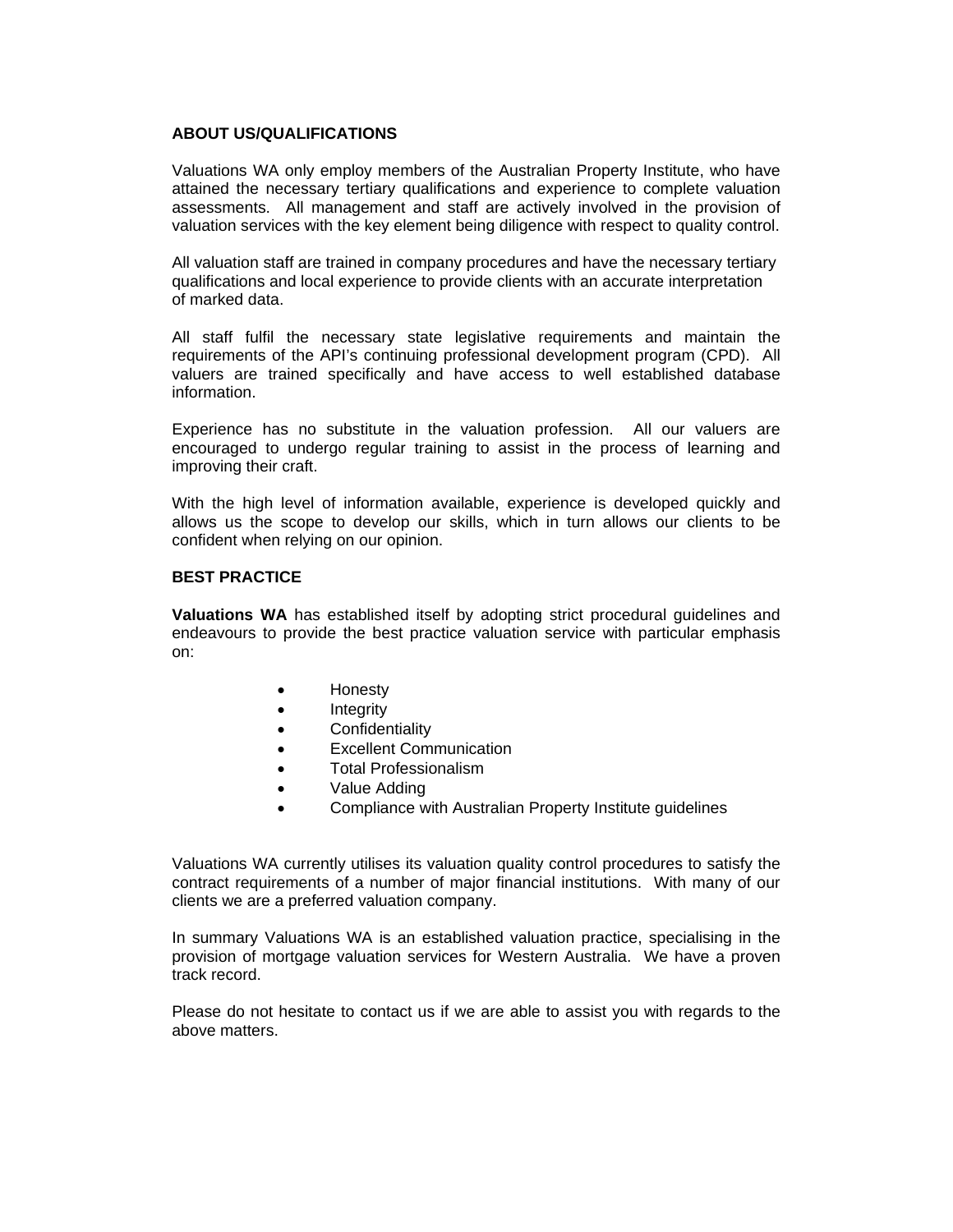## ABOUT US/QUALIFICATIONS

Valuations WA only employ members of the Australian Property Institute, who have attained the necessary tertiary qualifications and experience to complete valuation assessments. All management and staff are actively involved in the provision of valuation services with the key element being diligence with respect to quality control.

All valuation staff are trained in company procedures and have the necessary tertiary qualifications and local experience to provide clients with an accurate interpretation of marked data.

All staff fulfil the necessary state legislative requirements and maintain the requirements of the API's continuing professional development program (CPD). All valuers are trained specifically and have access to well established database information.

Experience has no substitute in the valuation profession. All our valuers are encouraged to undergo regular training to assist in the process of learning and improving their craft.

With the high level of information available, experience is developed quickly and allows us the scope to develop our skills, which in turn allows our clients to be confident when relying on our opinion.

## BEST PRACTICE

**Valuations WA** has established itself by adopting strict procedural guidelines and endeavours to provide the best practice valuation service with particular emphasis on:

- Honesty
- Integrity
- Confidentiality
- Excellent Communication
- Total Professionalism
- Value Adding
- Compliance with Australian Property Institute guidelines

Valuations WA currently utilises its valuation quality control procedures to satisfy the contract requirements of a number of major financial institutions. With many of our clients we are a preferred valuation company.

In summary Valuations WA is an established valuation practice, specialising in the provision of mortgage valuation services for Western Australia. We have a proven track record.

Please do not hesitate to contact us if we are able to assist you with regards to the above matters.